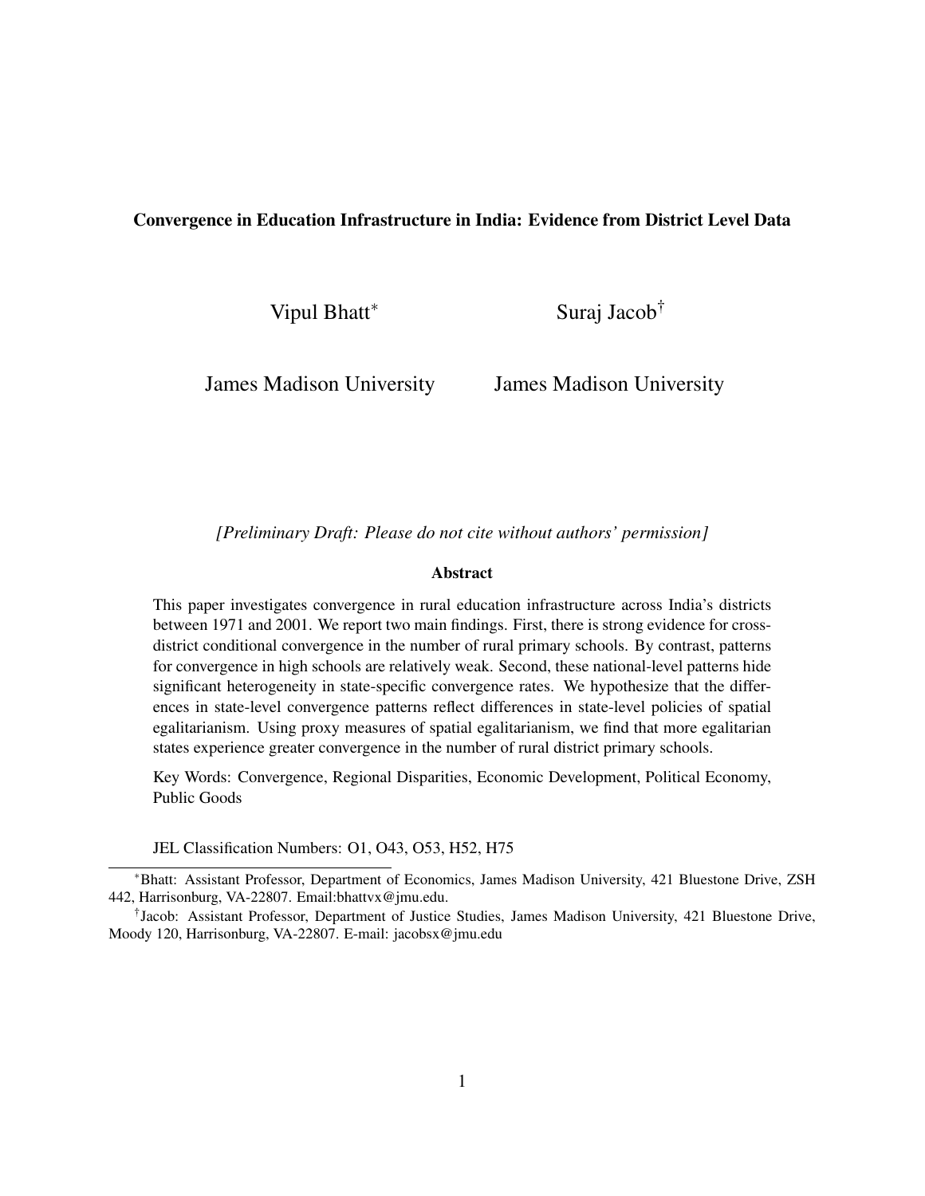# Convergence in Education Infrastructure in India: Evidence from District Level Data

Vipul Bhatt[*] — James Madison University

Suraj Jacob[†] — James Madison University

*[Preliminary Draft: Please do not cite without authors' permission]*

## Abstract

This paper investigates convergence in rural education infrastructure across India's districts between 1971 and 2001. We report two main findings. First, there is strong evidence for cross-district conditional convergence in the number of rural primary schools. By contrast, patterns for convergence in high schools are relatively weak. Second, these national-level patterns hide significant heterogeneity in state-specific convergence rates. We hypothesize that the differences in state-level convergence patterns reflect differences in state-level policies of spatial egalitarianism. Using proxy measures of spatial egalitarianism, we find that more egalitarian states experience greater convergence in the number of rural district primary schools.

Key Words: Convergence, Regional Disparities, Economic Development, Political Economy, Public Goods

JEL Classification Numbers: O1, O43, O53, H52, H75

---

[*] Bhatt: Assistant Professor, Department of Economics, James Madison University, 421 Bluestone Drive, ZSH 442, Harrisonburg, VA-22807. Email:bhattvx@jmu.edu.

[†] Jacob: Assistant Professor, Department of Justice Studies, James Madison University, 421 Bluestone Drive, Moody 120, Harrisonburg, VA-22807. E-mail: jacobsx@jmu.edu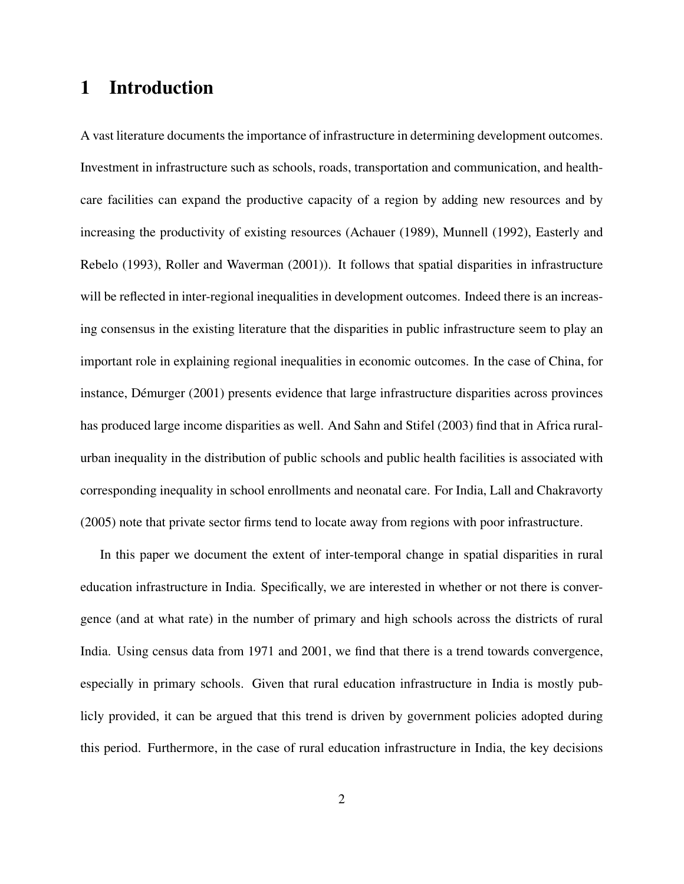# 1 Introduction

A vast literature documents the importance of infrastructure in determining development outcomes. Investment in infrastructure such as schools, roads, transportation and communication, and health-care facilities can expand the productive capacity of a region by adding new resources and by increasing the productivity of existing resources (Achauer (1989), Munnell (1992), Easterly and Rebelo (1993), Roller and Waverman (2001)). It follows that spatial disparities in infrastructure will be reflected in inter-regional inequalities in development outcomes. Indeed there is an increasing consensus in the existing literature that the disparities in public infrastructure seem to play an important role in explaining regional inequalities in economic outcomes. In the case of China, for instance, Démurger (2001) presents evidence that large infrastructure disparities across provinces has produced large income disparities as well. And Sahn and Stifel (2003) find that in Africa rural-urban inequality in the distribution of public schools and public health facilities is associated with corresponding inequality in school enrollments and neonatal care. For India, Lall and Chakravorty (2005) note that private sector firms tend to locate away from regions with poor infrastructure.

In this paper we document the extent of inter-temporal change in spatial disparities in rural education infrastructure in India. Specifically, we are interested in whether or not there is convergence (and at what rate) in the number of primary and high schools across the districts of rural India. Using census data from 1971 and 2001, we find that there is a trend towards convergence, especially in primary schools. Given that rural education infrastructure in India is mostly publicly provided, it can be argued that this trend is driven by government policies adopted during this period. Furthermore, in the case of rural education infrastructure in India, the key decisions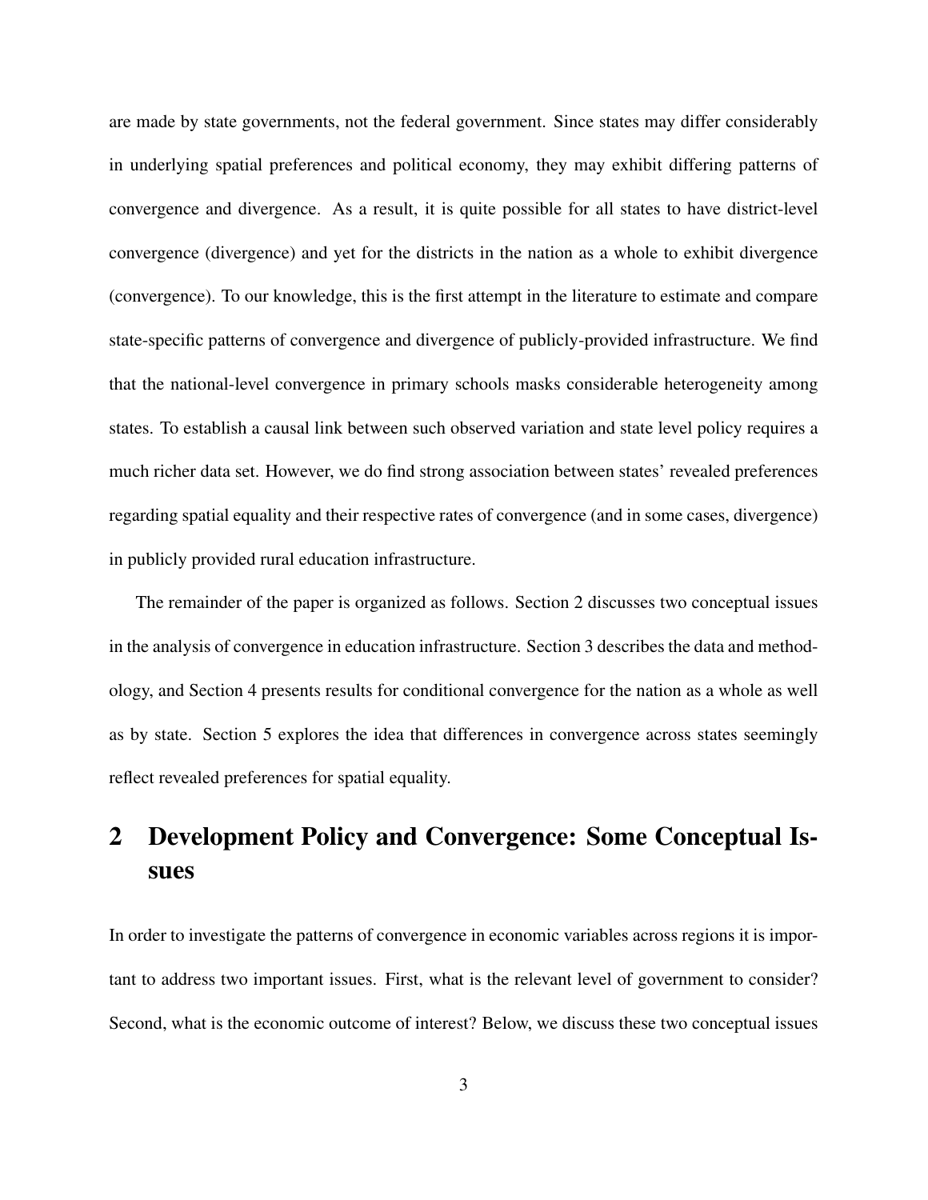are made by state governments, not the federal government. Since states may differ considerably in underlying spatial preferences and political economy, they may exhibit differing patterns of convergence and divergence. As a result, it is quite possible for all states to have district-level convergence (divergence) and yet for the districts in the nation as a whole to exhibit divergence (convergence). To our knowledge, this is the first attempt in the literature to estimate and compare state-specific patterns of convergence and divergence of publicly-provided infrastructure. We find that the national-level convergence in primary schools masks considerable heterogeneity among states. To establish a causal link between such observed variation and state level policy requires a much richer data set. However, we do find strong association between states' revealed preferences regarding spatial equality and their respective rates of convergence (and in some cases, divergence) in publicly provided rural education infrastructure.

The remainder of the paper is organized as follows. Section 2 discusses two conceptual issues in the analysis of convergence in education infrastructure. Section 3 describes the data and methodology, and Section 4 presents results for conditional convergence for the nation as a whole as well as by state. Section 5 explores the idea that differences in convergence across states seemingly reflect revealed preferences for spatial equality.

## 2 Development Policy and Convergence: Some Conceptual Issues

In order to investigate the patterns of convergence in economic variables across regions it is important to address two important issues. First, what is the relevant level of government to consider? Second, what is the economic outcome of interest? Below, we discuss these two conceptual issues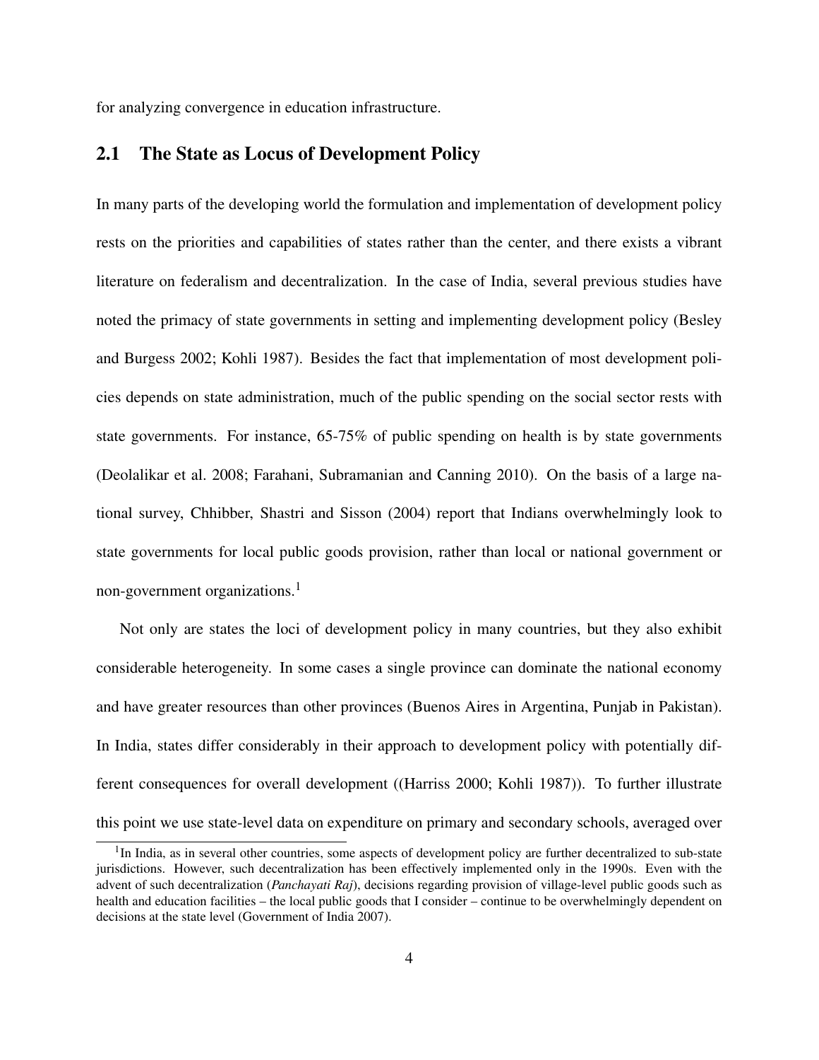for analyzing convergence in education infrastructure.

## 2.1 The State as Locus of Development Policy

In many parts of the developing world the formulation and implementation of development policy rests on the priorities and capabilities of states rather than the center, and there exists a vibrant literature on federalism and decentralization. In the case of India, several previous studies have noted the primacy of state governments in setting and implementing development policy (Besley and Burgess 2002; Kohli 1987). Besides the fact that implementation of most development policies depends on state administration, much of the public spending on the social sector rests with state governments. For instance, 65-75% of public spending on health is by state governments (Deolalikar et al. 2008; Farahani, Subramanian and Canning 2010). On the basis of a large national survey, Chhibber, Shastri and Sisson (2004) report that Indians overwhelmingly look to state governments for local public goods provision, rather than local or national government or non-government organizations.[1]

Not only are states the loci of development policy in many countries, but they also exhibit considerable heterogeneity. In some cases a single province can dominate the national economy and have greater resources than other provinces (Buenos Aires in Argentina, Punjab in Pakistan). In India, states differ considerably in their approach to development policy with potentially different consequences for overall development ((Harriss 2000; Kohli 1987)). To further illustrate this point we use state-level data on expenditure on primary and secondary schools, averaged over

[1] In India, as in several other countries, some aspects of development policy are further decentralized to sub-state jurisdictions. However, such decentralization has been effectively implemented only in the 1990s. Even with the advent of such decentralization (*Panchayati Raj*), decisions regarding provision of village-level public goods such as health and education facilities – the local public goods that I consider – continue to be overwhelmingly dependent on decisions at the state level (Government of India 2007).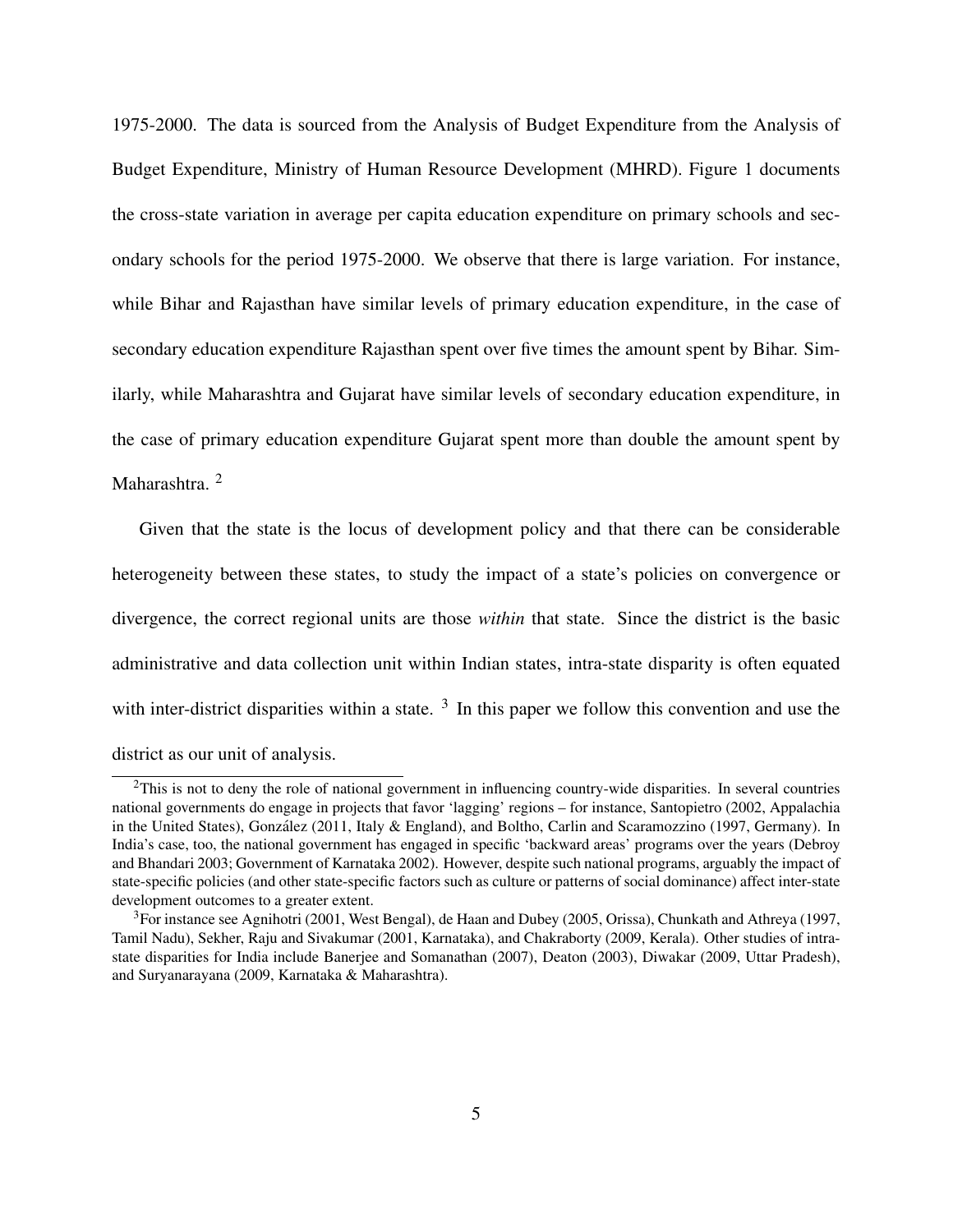1975-2000. The data is sourced from the Analysis of Budget Expenditure from the Analysis of Budget Expenditure, Ministry of Human Resource Development (MHRD). Figure 1 documents the cross-state variation in average per capita education expenditure on primary schools and secondary schools for the period 1975-2000. We observe that there is large variation. For instance, while Bihar and Rajasthan have similar levels of primary education expenditure, in the case of secondary education expenditure Rajasthan spent over five times the amount spent by Bihar. Similarly, while Maharashtra and Gujarat have similar levels of secondary education expenditure, in the case of primary education expenditure Gujarat spent more than double the amount spent by Maharashtra. [2]

Given that the state is the locus of development policy and that there can be considerable heterogeneity between these states, to study the impact of a state's policies on convergence or divergence, the correct regional units are those *within* that state. Since the district is the basic administrative and data collection unit within Indian states, intra-state disparity is often equated with inter-district disparities within a state. [3] In this paper we follow this convention and use the district as our unit of analysis.

[2]This is not to deny the role of national government in influencing country-wide disparities. In several countries national governments do engage in projects that favor 'lagging' regions – for instance, Santopietro (2002, Appalachia in the United States), González (2011, Italy & England), and Boltho, Carlin and Scaramozzino (1997, Germany). In India's case, too, the national government has engaged in specific 'backward areas' programs over the years (Debroy and Bhandari 2003; Government of Karnataka 2002). However, despite such national programs, arguably the impact of state-specific policies (and other state-specific factors such as culture or patterns of social dominance) affect inter-state development outcomes to a greater extent.

[3]For instance see Agnihotri (2001, West Bengal), de Haan and Dubey (2005, Orissa), Chunkath and Athreya (1997, Tamil Nadu), Sekher, Raju and Sivakumar (2001, Karnataka), and Chakraborty (2009, Kerala). Other studies of intra-state disparities for India include Banerjee and Somanathan (2007), Deaton (2003), Diwakar (2009, Uttar Pradesh), and Suryanarayana (2009, Karnataka & Maharashtra).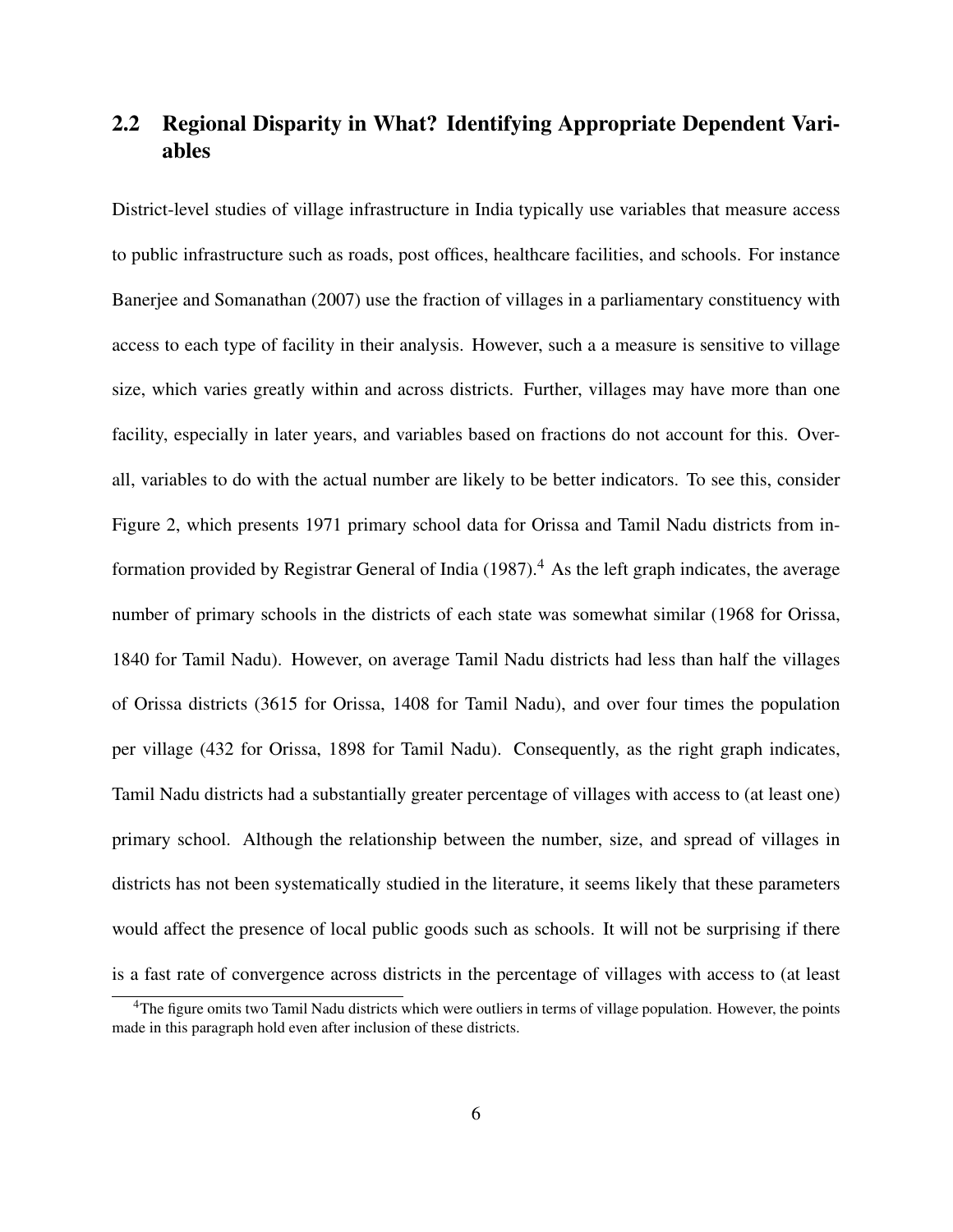## 2.2 Regional Disparity in What? Identifying Appropriate Dependent Variables

District-level studies of village infrastructure in India typically use variables that measure access to public infrastructure such as roads, post offices, healthcare facilities, and schools. For instance Banerjee and Somanathan (2007) use the fraction of villages in a parliamentary constituency with access to each type of facility in their analysis. However, such a a measure is sensitive to village size, which varies greatly within and across districts. Further, villages may have more than one facility, especially in later years, and variables based on fractions do not account for this. Overall, variables to do with the actual number are likely to be better indicators. To see this, consider Figure 2, which presents 1971 primary school data for Orissa and Tamil Nadu districts from information provided by Registrar General of India (1987).[4] As the left graph indicates, the average number of primary schools in the districts of each state was somewhat similar (1968 for Orissa, 1840 for Tamil Nadu). However, on average Tamil Nadu districts had less than half the villages of Orissa districts (3615 for Orissa, 1408 for Tamil Nadu), and over four times the population per village (432 for Orissa, 1898 for Tamil Nadu). Consequently, as the right graph indicates, Tamil Nadu districts had a substantially greater percentage of villages with access to (at least one) primary school. Although the relationship between the number, size, and spread of villages in districts has not been systematically studied in the literature, it seems likely that these parameters would affect the presence of local public goods such as schools. It will not be surprising if there is a fast rate of convergence across districts in the percentage of villages with access to (at least

[4] The figure omits two Tamil Nadu districts which were outliers in terms of village population. However, the points made in this paragraph hold even after inclusion of these districts.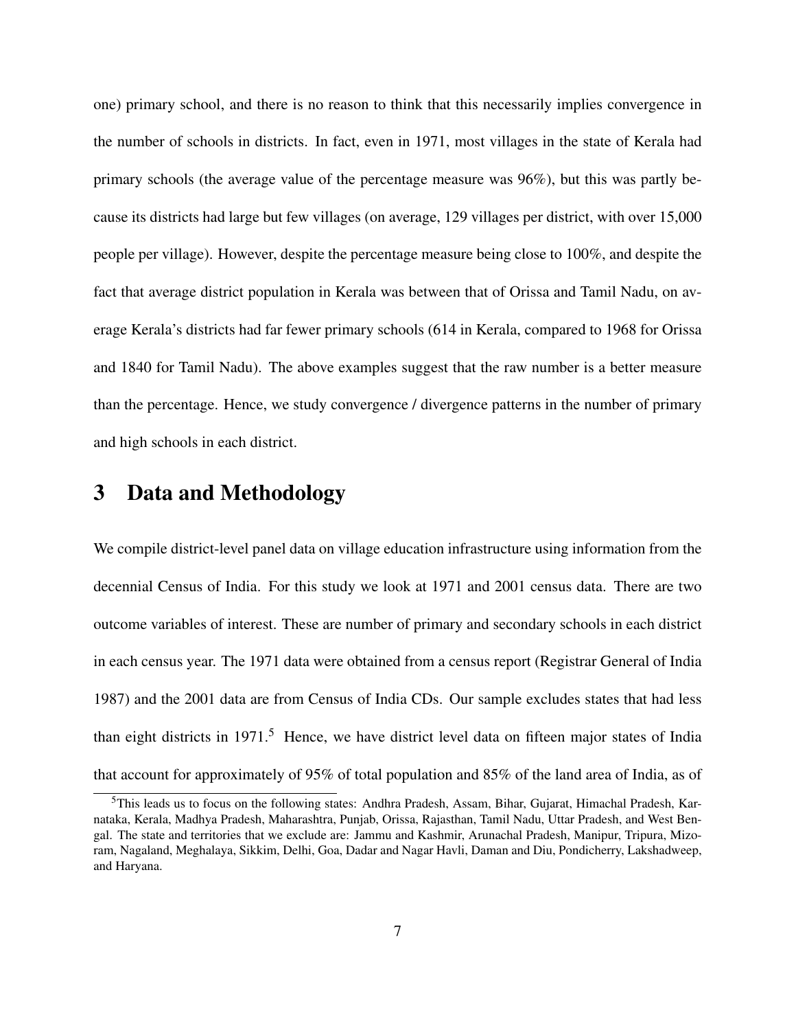one) primary school, and there is no reason to think that this necessarily implies convergence in the number of schools in districts. In fact, even in 1971, most villages in the state of Kerala had primary schools (the average value of the percentage measure was 96%), but this was partly because its districts had large but few villages (on average, 129 villages per district, with over 15,000 people per village). However, despite the percentage measure being close to 100%, and despite the fact that average district population in Kerala was between that of Orissa and Tamil Nadu, on average Kerala's districts had far fewer primary schools (614 in Kerala, compared to 1968 for Orissa and 1840 for Tamil Nadu). The above examples suggest that the raw number is a better measure than the percentage. Hence, we study convergence / divergence patterns in the number of primary and high schools in each district.

# 3 Data and Methodology

We compile district-level panel data on village education infrastructure using information from the decennial Census of India. For this study we look at 1971 and 2001 census data. There are two outcome variables of interest. These are number of primary and secondary schools in each district in each census year. The 1971 data were obtained from a census report (Registrar General of India 1987) and the 2001 data are from Census of India CDs. Our sample excludes states that had less than eight districts in 1971.[5] Hence, we have district level data on fifteen major states of India that account for approximately of 95% of total population and 85% of the land area of India, as of

[5] This leads us to focus on the following states: Andhra Pradesh, Assam, Bihar, Gujarat, Himachal Pradesh, Karnataka, Kerala, Madhya Pradesh, Maharashtra, Punjab, Orissa, Rajasthan, Tamil Nadu, Uttar Pradesh, and West Bengal. The state and territories that we exclude are: Jammu and Kashmir, Arunachal Pradesh, Manipur, Tripura, Mizoram, Nagaland, Meghalaya, Sikkim, Delhi, Goa, Dadar and Nagar Havli, Daman and Diu, Pondicherry, Lakshadweep, and Haryana.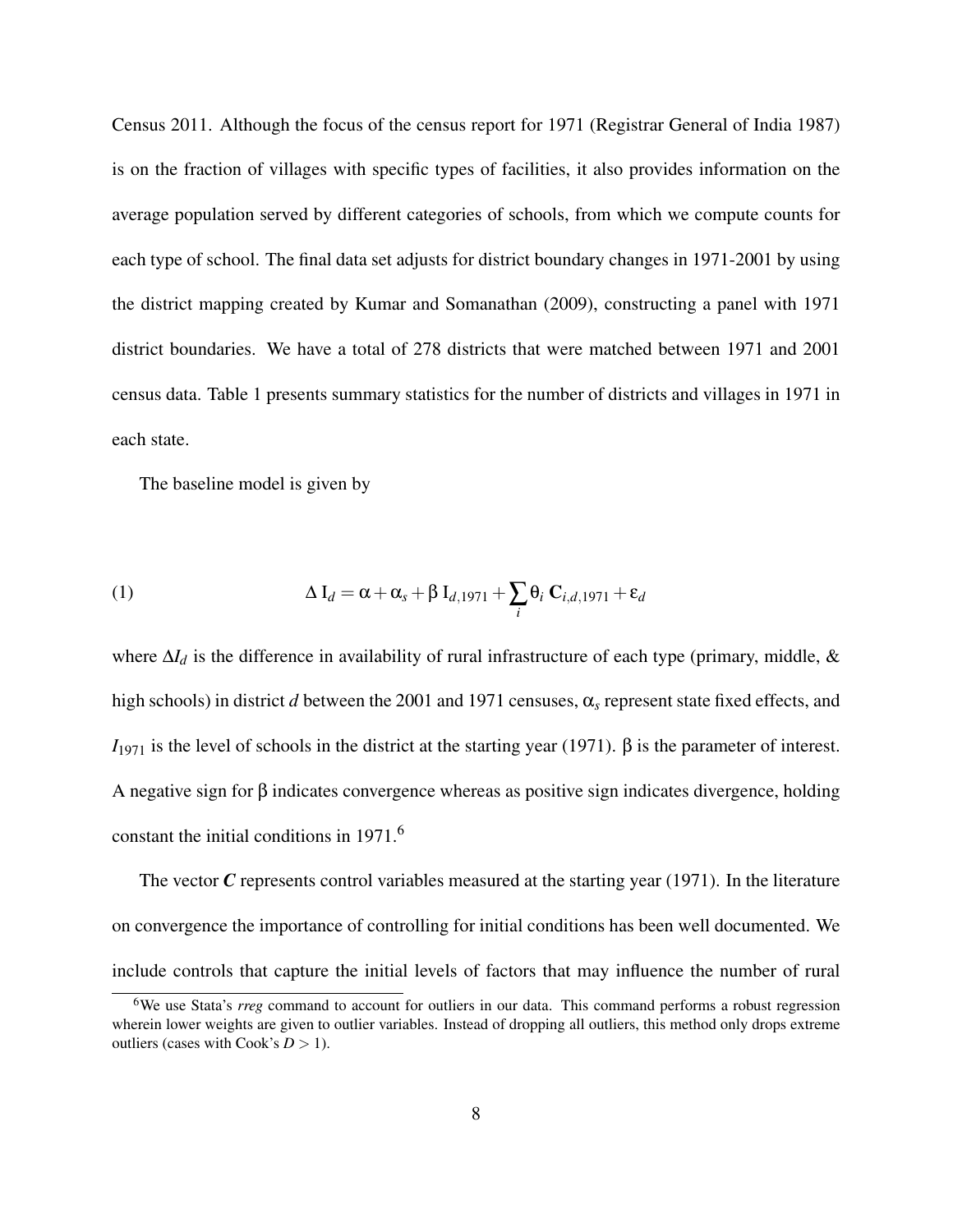Census 2011. Although the focus of the census report for 1971 (Registrar General of India 1987) is on the fraction of villages with specific types of facilities, it also provides information on the average population served by different categories of schools, from which we compute counts for each type of school. The final data set adjusts for district boundary changes in 1971-2001 by using the district mapping created by Kumar and Somanathan (2009), constructing a panel with 1971 district boundaries. We have a total of 278 districts that were matched between 1971 and 2001 census data. Table 1 presents summary statistics for the number of districts and villages in 1971 in each state.

The baseline model is given by

$$\Delta \mathrm{I}_d = \alpha + \alpha_s + \beta \, \mathrm{I}_{d,1971} + \sum_i \theta_i \, \mathbf{C}_{i,d,1971} + \varepsilon_d \tag{1}$$

where $\Delta I_d$ is the difference in availability of rural infrastructure of each type (primary, middle, & high schools) in district $d$ between the 2001 and 1971 censuses, $\alpha_s$ represent state fixed effects, and $I_{1971}$ is the level of schools in the district at the starting year (1971). $\beta$ is the parameter of interest. A negative sign for $\beta$ indicates convergence whereas as positive sign indicates divergence, holding constant the initial conditions in 1971.[6]

The vector $\boldsymbol{C}$ represents control variables measured at the starting year (1971). In the literature on convergence the importance of controlling for initial conditions has been well documented. We include controls that capture the initial levels of factors that may influence the number of rural

[6] We use Stata's *rreg* command to account for outliers in our data. This command performs a robust regression wherein lower weights are given to outlier variables. Instead of dropping all outliers, this method only drops extreme outliers (cases with Cook's $D > 1$).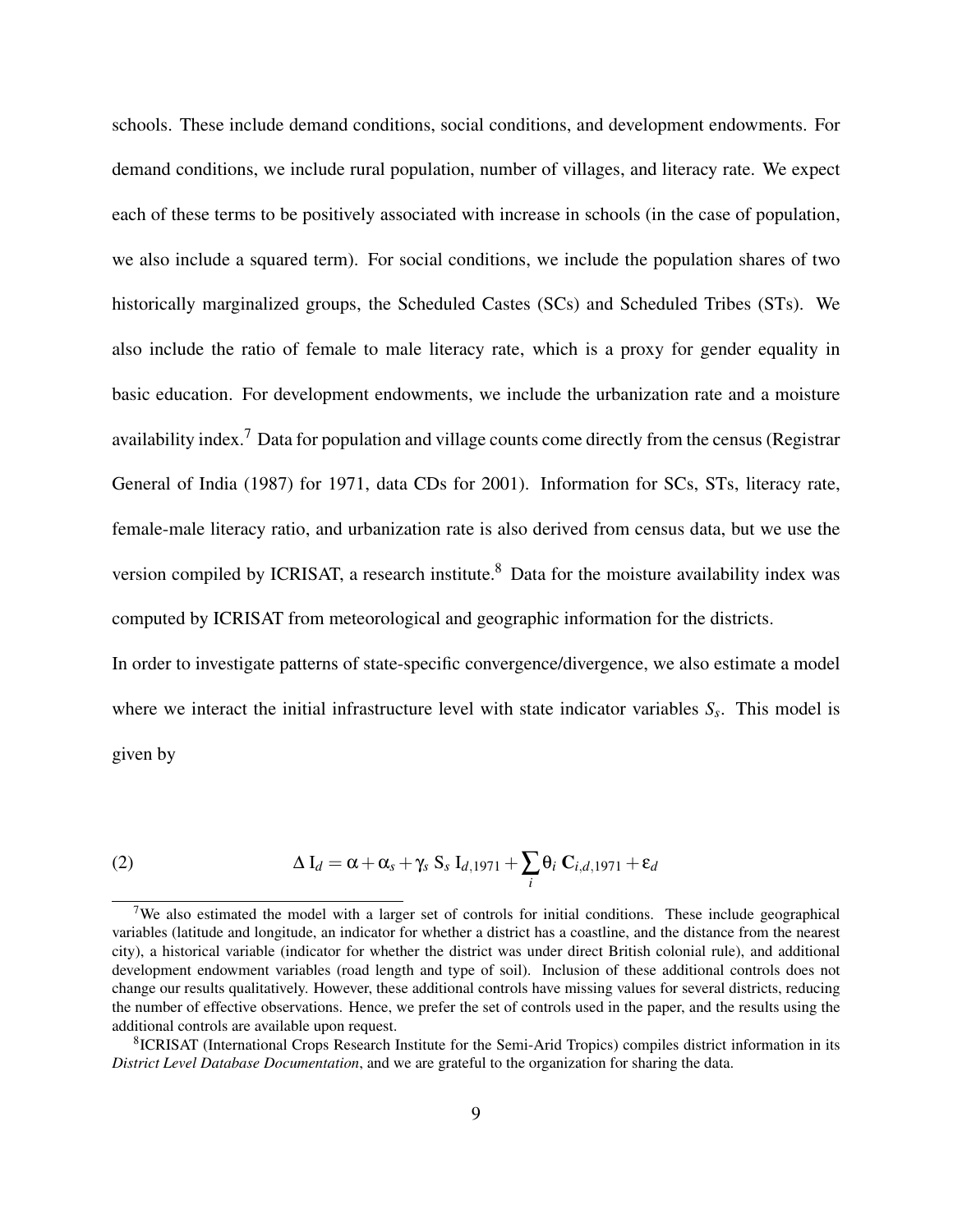schools. These include demand conditions, social conditions, and development endowments. For demand conditions, we include rural population, number of villages, and literacy rate. We expect each of these terms to be positively associated with increase in schools (in the case of population, we also include a squared term). For social conditions, we include the population shares of two historically marginalized groups, the Scheduled Castes (SCs) and Scheduled Tribes (STs). We also include the ratio of female to male literacy rate, which is a proxy for gender equality in basic education. For development endowments, we include the urbanization rate and a moisture availability index.[7] Data for population and village counts come directly from the census (Registrar General of India (1987) for 1971, data CDs for 2001). Information for SCs, STs, literacy rate, female-male literacy ratio, and urbanization rate is also derived from census data, but we use the version compiled by ICRISAT, a research institute.[8] Data for the moisture availability index was computed by ICRISAT from meteorological and geographic information for the districts.

In order to investigate patterns of state-specific convergence/divergence, we also estimate a model where we interact the initial infrastructure level with state indicator variables $S_s$. This model is given by

$$\Delta \, \mathrm{I}_d = \alpha + \alpha_s + \gamma_s \, \mathrm{S}_s \, \mathrm{I}_{d,1971} + \sum_i \theta_i \, \mathbf{C}_{i,d,1971} + \varepsilon_d \tag{2}$$

---

[7] We also estimated the model with a larger set of controls for initial conditions. These include geographical variables (latitude and longitude, an indicator for whether a district has a coastline, and the distance from the nearest city), a historical variable (indicator for whether the district was under direct British colonial rule), and additional development endowment variables (road length and type of soil). Inclusion of these additional controls does not change our results qualitatively. However, these additional controls have missing values for several districts, reducing the number of effective observations. Hence, we prefer the set of controls used in the paper, and the results using the additional controls are available upon request.

[8] ICRISAT (International Crops Research Institute for the Semi-Arid Tropics) compiles district information in its *District Level Database Documentation*, and we are grateful to the organization for sharing the data.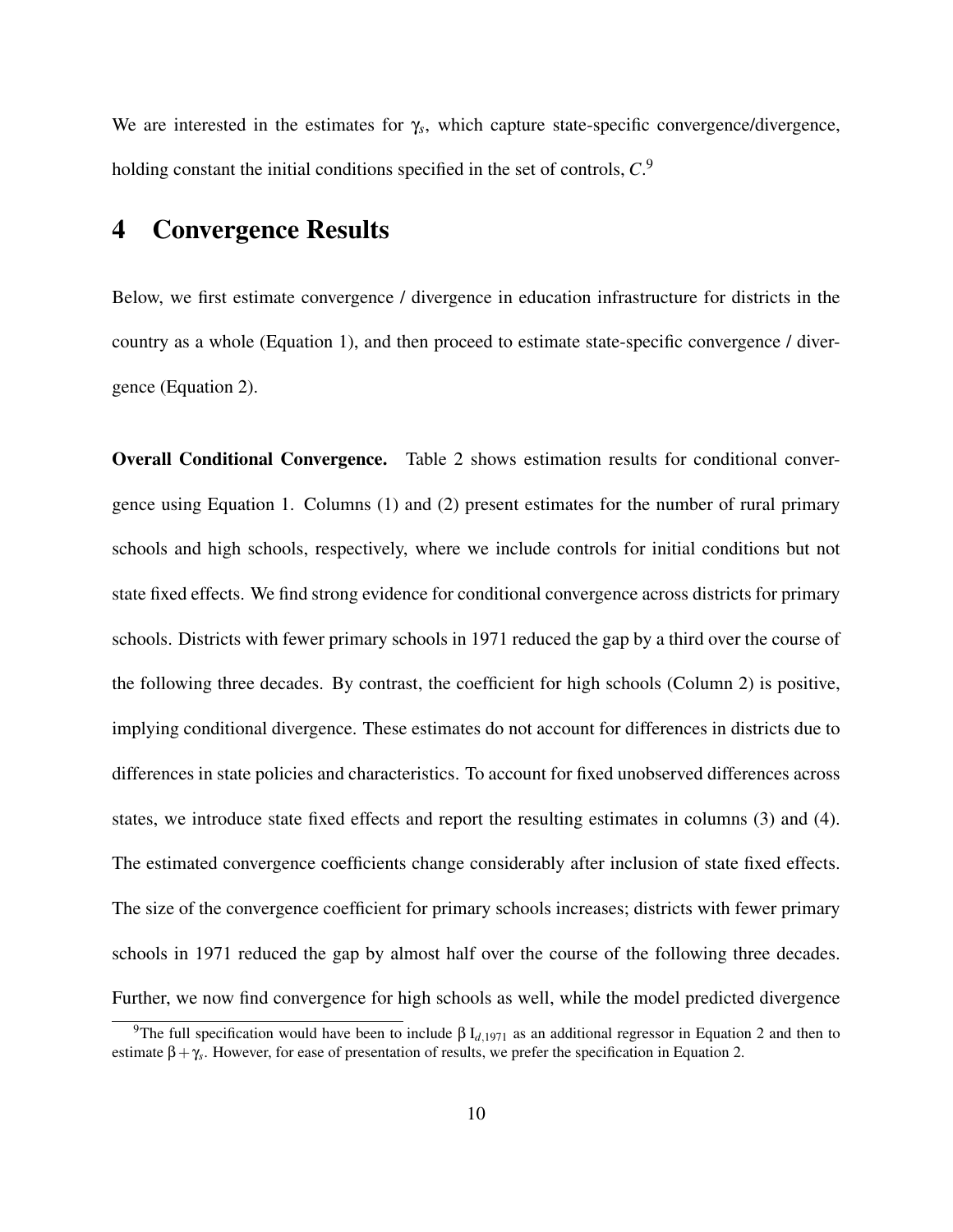We are interested in the estimates for $\gamma_s$, which capture state-specific convergence/divergence, holding constant the initial conditions specified in the set of controls, $C$.[9]

# 4 Convergence Results

Below, we first estimate convergence / divergence in education infrastructure for districts in the country as a whole (Equation 1), and then proceed to estimate state-specific convergence / divergence (Equation 2).

**Overall Conditional Convergence.** Table 2 shows estimation results for conditional convergence using Equation 1. Columns (1) and (2) present estimates for the number of rural primary schools and high schools, respectively, where we include controls for initial conditions but not state fixed effects. We find strong evidence for conditional convergence across districts for primary schools. Districts with fewer primary schools in 1971 reduced the gap by a third over the course of the following three decades. By contrast, the coefficient for high schools (Column 2) is positive, implying conditional divergence. These estimates do not account for differences in districts due to differences in state policies and characteristics. To account for fixed unobserved differences across states, we introduce state fixed effects and report the resulting estimates in columns (3) and (4). The estimated convergence coefficients change considerably after inclusion of state fixed effects. The size of the convergence coefficient for primary schools increases; districts with fewer primary schools in 1971 reduced the gap by almost half over the course of the following three decades. Further, we now find convergence for high schools as well, while the model predicted divergence

[9] The full specification would have been to include $\beta\, I_{d,1971}$ as an additional regressor in Equation 2 and then to estimate $\beta + \gamma_s$. However, for ease of presentation of results, we prefer the specification in Equation 2.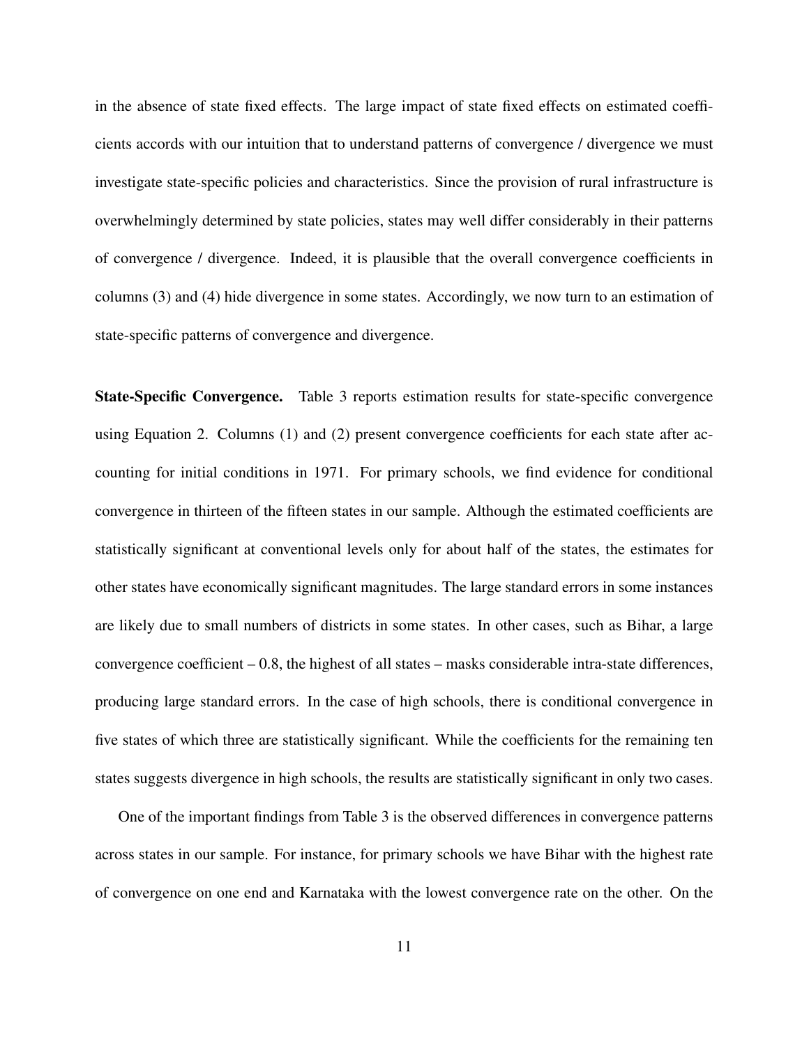in the absence of state fixed effects. The large impact of state fixed effects on estimated coefficients accords with our intuition that to understand patterns of convergence / divergence we must investigate state-specific policies and characteristics. Since the provision of rural infrastructure is overwhelmingly determined by state policies, states may well differ considerably in their patterns of convergence / divergence. Indeed, it is plausible that the overall convergence coefficients in columns (3) and (4) hide divergence in some states. Accordingly, we now turn to an estimation of state-specific patterns of convergence and divergence.

**State-Specific Convergence.** Table 3 reports estimation results for state-specific convergence using Equation 2. Columns (1) and (2) present convergence coefficients for each state after accounting for initial conditions in 1971. For primary schools, we find evidence for conditional convergence in thirteen of the fifteen states in our sample. Although the estimated coefficients are statistically significant at conventional levels only for about half of the states, the estimates for other states have economically significant magnitudes. The large standard errors in some instances are likely due to small numbers of districts in some states. In other cases, such as Bihar, a large convergence coefficient – 0.8, the highest of all states – masks considerable intra-state differences, producing large standard errors. In the case of high schools, there is conditional convergence in five states of which three are statistically significant. While the coefficients for the remaining ten states suggests divergence in high schools, the results are statistically significant in only two cases.

One of the important findings from Table 3 is the observed differences in convergence patterns across states in our sample. For instance, for primary schools we have Bihar with the highest rate of convergence on one end and Karnataka with the lowest convergence rate on the other. On the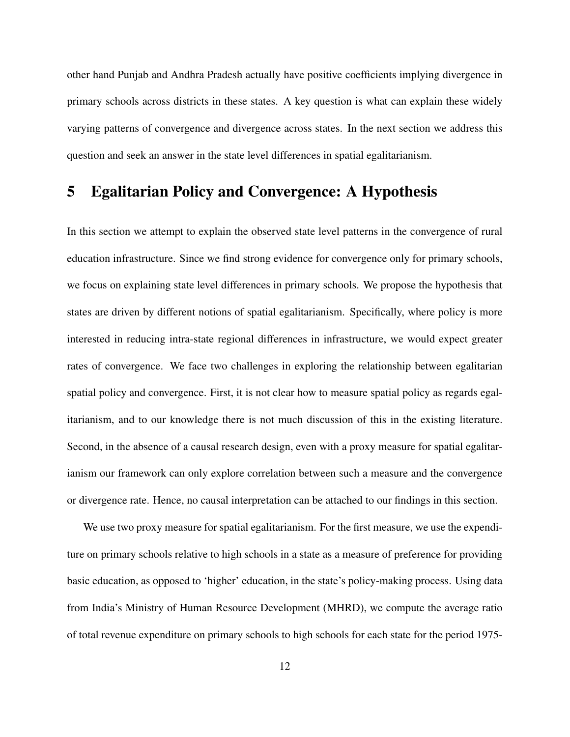other hand Punjab and Andhra Pradesh actually have positive coefficients implying divergence in primary schools across districts in these states. A key question is what can explain these widely varying patterns of convergence and divergence across states. In the next section we address this question and seek an answer in the state level differences in spatial egalitarianism.

# 5 Egalitarian Policy and Convergence: A Hypothesis

In this section we attempt to explain the observed state level patterns in the convergence of rural education infrastructure. Since we find strong evidence for convergence only for primary schools, we focus on explaining state level differences in primary schools. We propose the hypothesis that states are driven by different notions of spatial egalitarianism. Specifically, where policy is more interested in reducing intra-state regional differences in infrastructure, we would expect greater rates of convergence. We face two challenges in exploring the relationship between egalitarian spatial policy and convergence. First, it is not clear how to measure spatial policy as regards egalitarianism, and to our knowledge there is not much discussion of this in the existing literature. Second, in the absence of a causal research design, even with a proxy measure for spatial egalitarianism our framework can only explore correlation between such a measure and the convergence or divergence rate. Hence, no causal interpretation can be attached to our findings in this section.

We use two proxy measure for spatial egalitarianism. For the first measure, we use the expenditure on primary schools relative to high schools in a state as a measure of preference for providing basic education, as opposed to 'higher' education, in the state's policy-making process. Using data from India's Ministry of Human Resource Development (MHRD), we compute the average ratio of total revenue expenditure on primary schools to high schools for each state for the period 1975-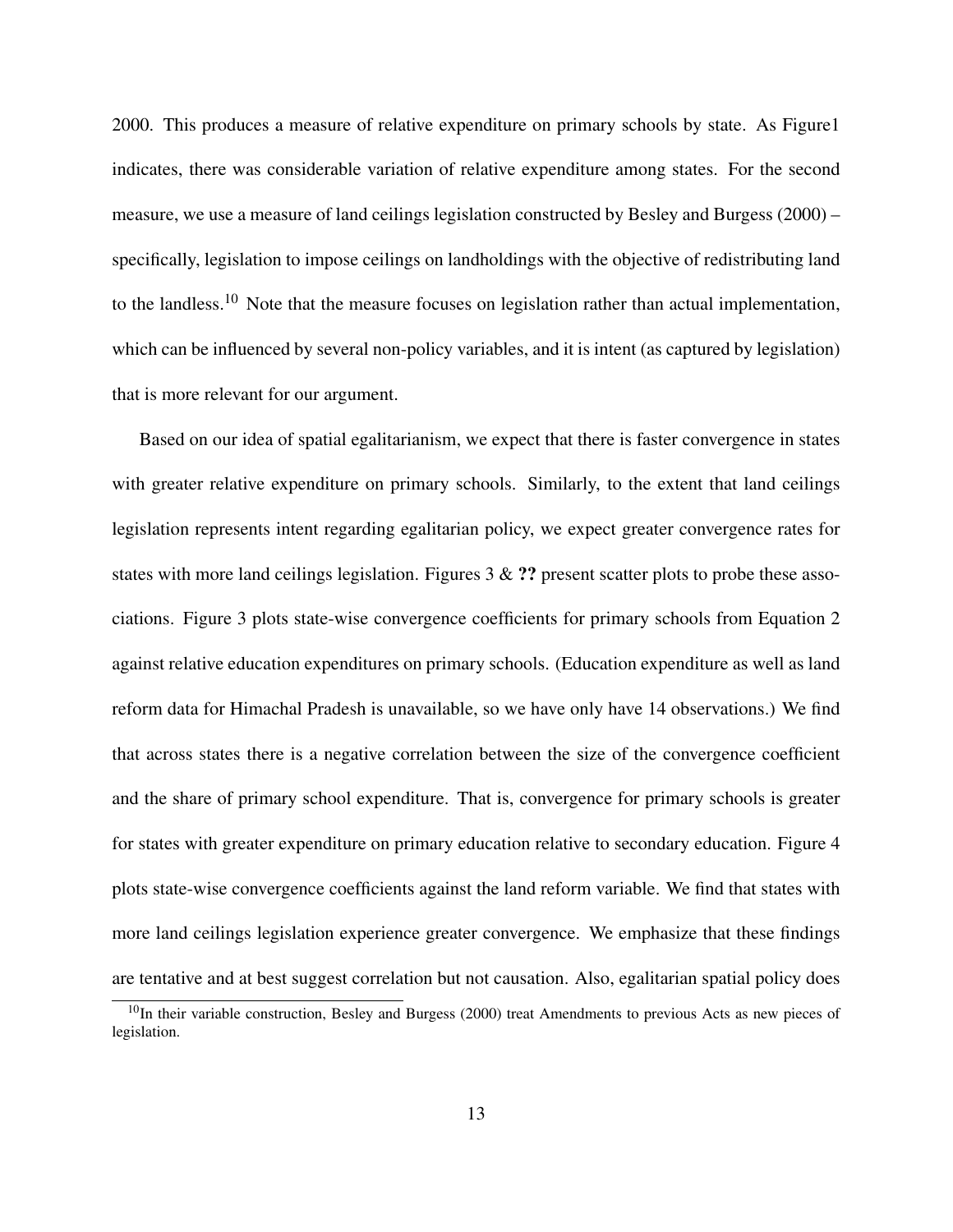2000. This produces a measure of relative expenditure on primary schools by state. As Figure1 indicates, there was considerable variation of relative expenditure among states. For the second measure, we use a measure of land ceilings legislation constructed by Besley and Burgess (2000) – specifically, legislation to impose ceilings on landholdings with the objective of redistributing land to the landless.[10] Note that the measure focuses on legislation rather than actual implementation, which can be influenced by several non-policy variables, and it is intent (as captured by legislation) that is more relevant for our argument.

Based on our idea of spatial egalitarianism, we expect that there is faster convergence in states with greater relative expenditure on primary schools. Similarly, to the extent that land ceilings legislation represents intent regarding egalitarian policy, we expect greater convergence rates for states with more land ceilings legislation. Figures 3 & **??** present scatter plots to probe these associations. Figure 3 plots state-wise convergence coefficients for primary schools from Equation 2 against relative education expenditures on primary schools. (Education expenditure as well as land reform data for Himachal Pradesh is unavailable, so we have only have 14 observations.) We find that across states there is a negative correlation between the size of the convergence coefficient and the share of primary school expenditure. That is, convergence for primary schools is greater for states with greater expenditure on primary education relative to secondary education. Figure 4 plots state-wise convergence coefficients against the land reform variable. We find that states with more land ceilings legislation experience greater convergence. We emphasize that these findings are tentative and at best suggest correlation but not causation. Also, egalitarian spatial policy does

[10] In their variable construction, Besley and Burgess (2000) treat Amendments to previous Acts as new pieces of legislation.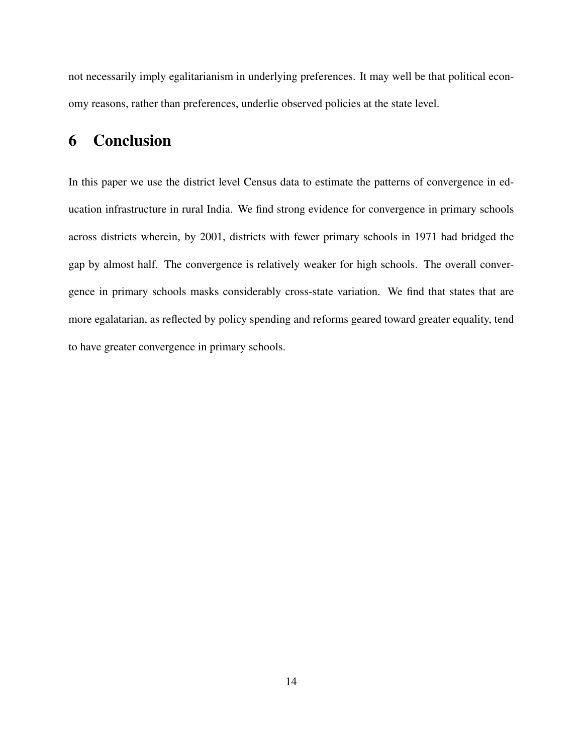not necessarily imply egalitarianism in underlying preferences. It may well be that political economy reasons, rather than preferences, underlie observed policies at the state level.

# 6 Conclusion

In this paper we use the district level Census data to estimate the patterns of convergence in education infrastructure in rural India. We find strong evidence for convergence in primary schools across districts wherein, by 2001, districts with fewer primary schools in 1971 had bridged the gap by almost half. The convergence is relatively weaker for high schools. The overall convergence in primary schools masks considerably cross-state variation. We find that states that are more egalatarian, as reflected by policy spending and reforms geared toward greater equality, tend to have greater convergence in primary schools.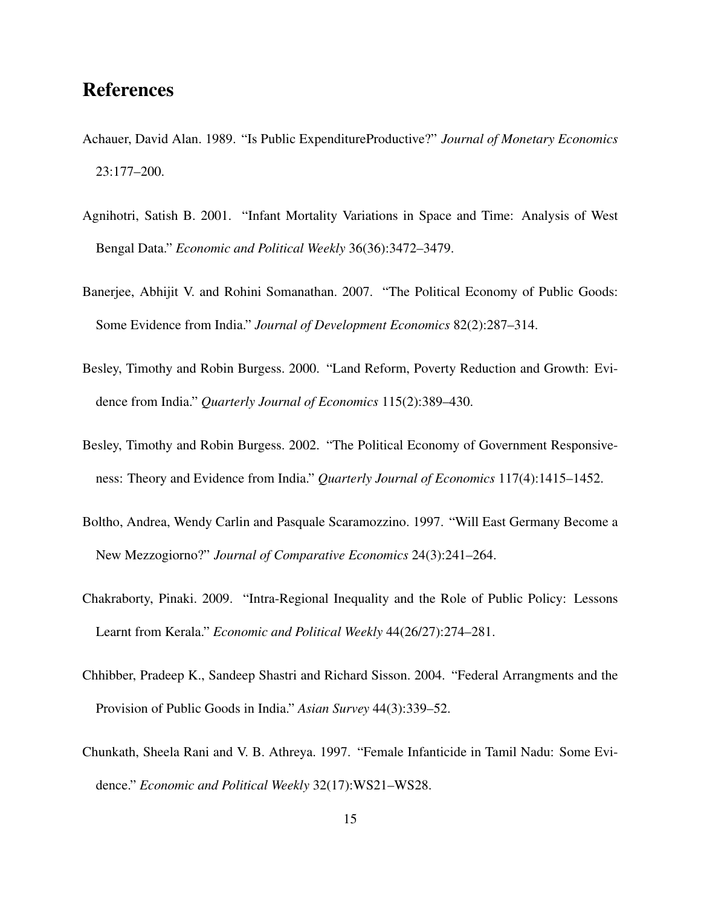# References

Achauer, David Alan. 1989. "Is Public ExpenditureProductive?" *Journal of Monetary Economics* 23:177–200.

Agnihotri, Satish B. 2001. "Infant Mortality Variations in Space and Time: Analysis of West Bengal Data." *Economic and Political Weekly* 36(36):3472–3479.

Banerjee, Abhijit V. and Rohini Somanathan. 2007. "The Political Economy of Public Goods: Some Evidence from India." *Journal of Development Economics* 82(2):287–314.

Besley, Timothy and Robin Burgess. 2000. "Land Reform, Poverty Reduction and Growth: Evidence from India." *Quarterly Journal of Economics* 115(2):389–430.

Besley, Timothy and Robin Burgess. 2002. "The Political Economy of Government Responsiveness: Theory and Evidence from India." *Quarterly Journal of Economics* 117(4):1415–1452.

Boltho, Andrea, Wendy Carlin and Pasquale Scaramozzino. 1997. "Will East Germany Become a New Mezzogiorno?" *Journal of Comparative Economics* 24(3):241–264.

Chakraborty, Pinaki. 2009. "Intra-Regional Inequality and the Role of Public Policy: Lessons Learnt from Kerala." *Economic and Political Weekly* 44(26/27):274–281.

Chhibber, Pradeep K., Sandeep Shastri and Richard Sisson. 2004. "Federal Arrangments and the Provision of Public Goods in India." *Asian Survey* 44(3):339–52.

Chunkath, Sheela Rani and V. B. Athreya. 1997. "Female Infanticide in Tamil Nadu: Some Evidence." *Economic and Political Weekly* 32(17):WS21–WS28.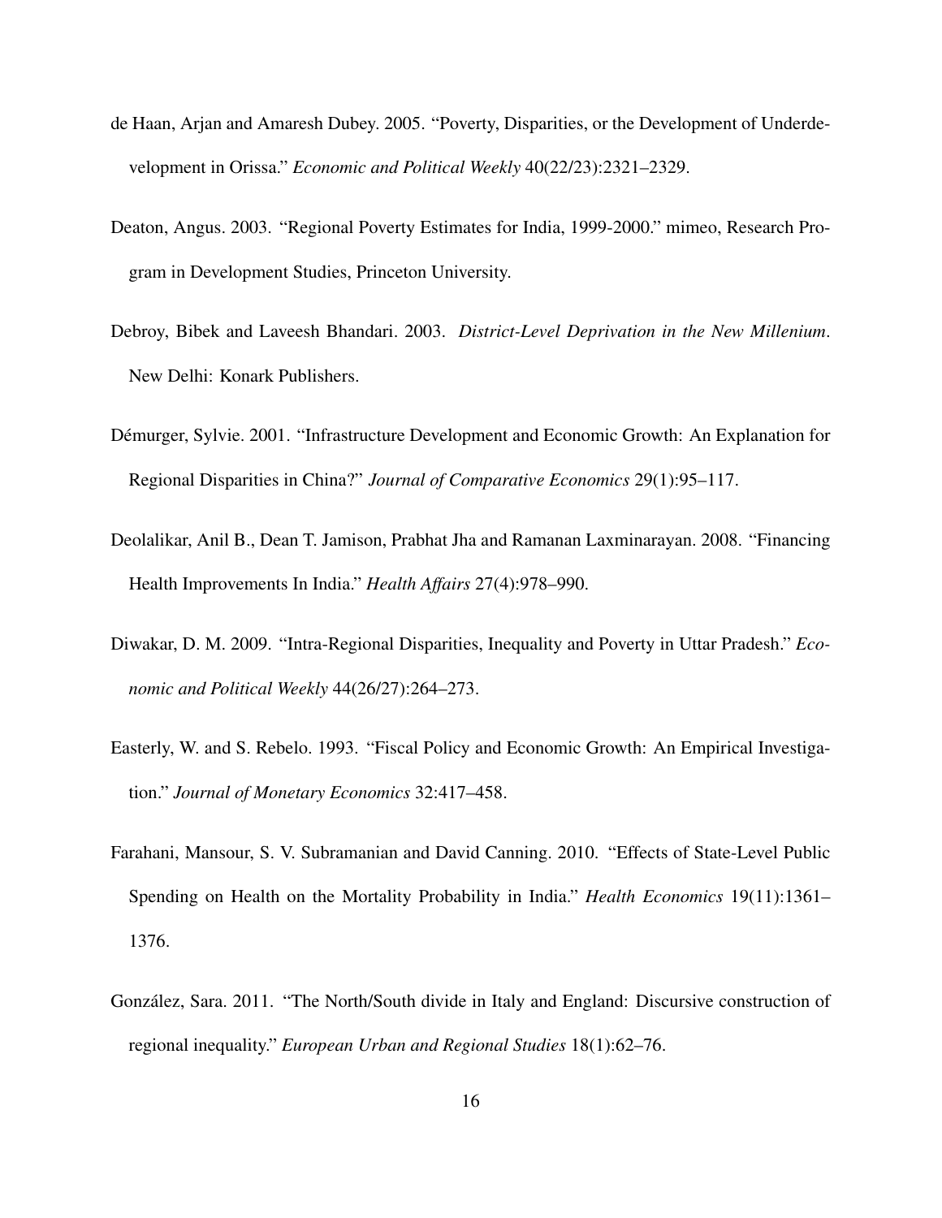de Haan, Arjan and Amaresh Dubey. 2005. "Poverty, Disparities, or the Development of Underdevelopment in Orissa." *Economic and Political Weekly* 40(22/23):2321–2329.

Deaton, Angus. 2003. "Regional Poverty Estimates for India, 1999-2000." mimeo, Research Program in Development Studies, Princeton University.

Debroy, Bibek and Laveesh Bhandari. 2003. *District-Level Deprivation in the New Millenium*. New Delhi: Konark Publishers.

Démurger, Sylvie. 2001. "Infrastructure Development and Economic Growth: An Explanation for Regional Disparities in China?" *Journal of Comparative Economics* 29(1):95–117.

Deolalikar, Anil B., Dean T. Jamison, Prabhat Jha and Ramanan Laxminarayan. 2008. "Financing Health Improvements In India." *Health Affairs* 27(4):978–990.

Diwakar, D. M. 2009. "Intra-Regional Disparities, Inequality and Poverty in Uttar Pradesh." *Economic and Political Weekly* 44(26/27):264–273.

Easterly, W. and S. Rebelo. 1993. "Fiscal Policy and Economic Growth: An Empirical Investigation." *Journal of Monetary Economics* 32:417–458.

Farahani, Mansour, S. V. Subramanian and David Canning. 2010. "Effects of State-Level Public Spending on Health on the Mortality Probability in India." *Health Economics* 19(11):1361–1376.

González, Sara. 2011. "The North/South divide in Italy and England: Discursive construction of regional inequality." *European Urban and Regional Studies* 18(1):62–76.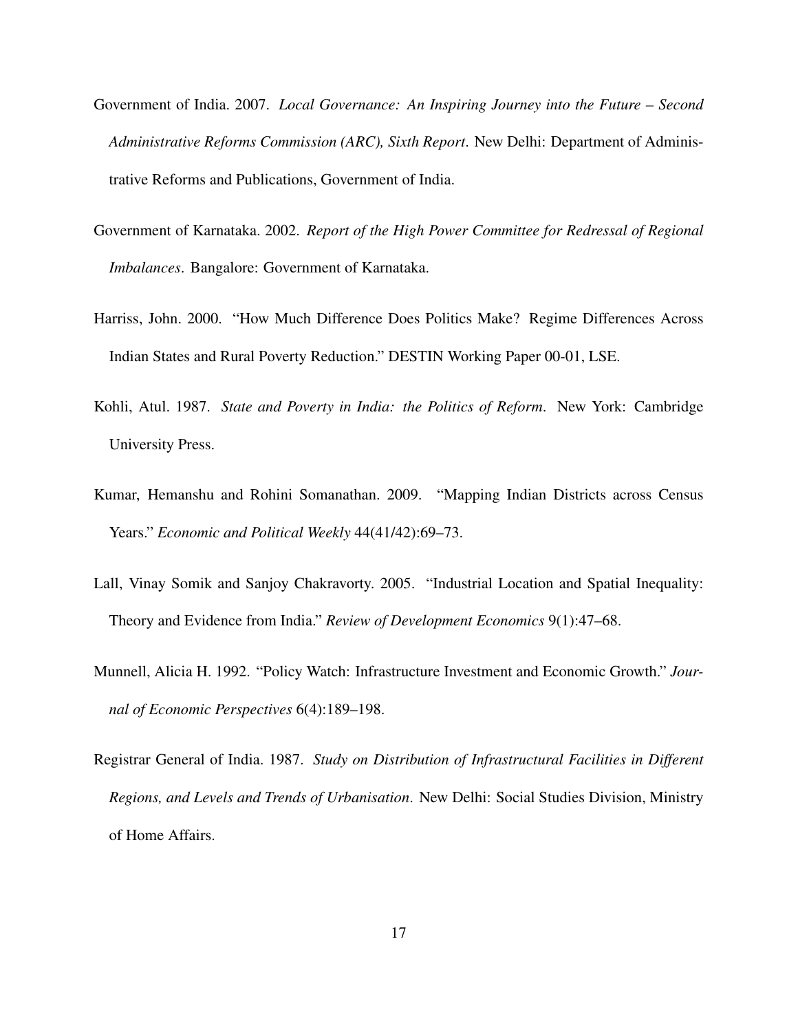Government of India. 2007. *Local Governance: An Inspiring Journey into the Future – Second Administrative Reforms Commission (ARC), Sixth Report*. New Delhi: Department of Administrative Reforms and Publications, Government of India.

Government of Karnataka. 2002. *Report of the High Power Committee for Redressal of Regional Imbalances*. Bangalore: Government of Karnataka.

Harriss, John. 2000. "How Much Difference Does Politics Make? Regime Differences Across Indian States and Rural Poverty Reduction." DESTIN Working Paper 00-01, LSE.

Kohli, Atul. 1987. *State and Poverty in India: the Politics of Reform*. New York: Cambridge University Press.

Kumar, Hemanshu and Rohini Somanathan. 2009. "Mapping Indian Districts across Census Years." *Economic and Political Weekly* 44(41/42):69–73.

Lall, Vinay Somik and Sanjoy Chakravorty. 2005. "Industrial Location and Spatial Inequality: Theory and Evidence from India." *Review of Development Economics* 9(1):47–68.

Munnell, Alicia H. 1992. "Policy Watch: Infrastructure Investment and Economic Growth." *Journal of Economic Perspectives* 6(4):189–198.

Registrar General of India. 1987. *Study on Distribution of Infrastructural Facilities in Different Regions, and Levels and Trends of Urbanisation*. New Delhi: Social Studies Division, Ministry of Home Affairs.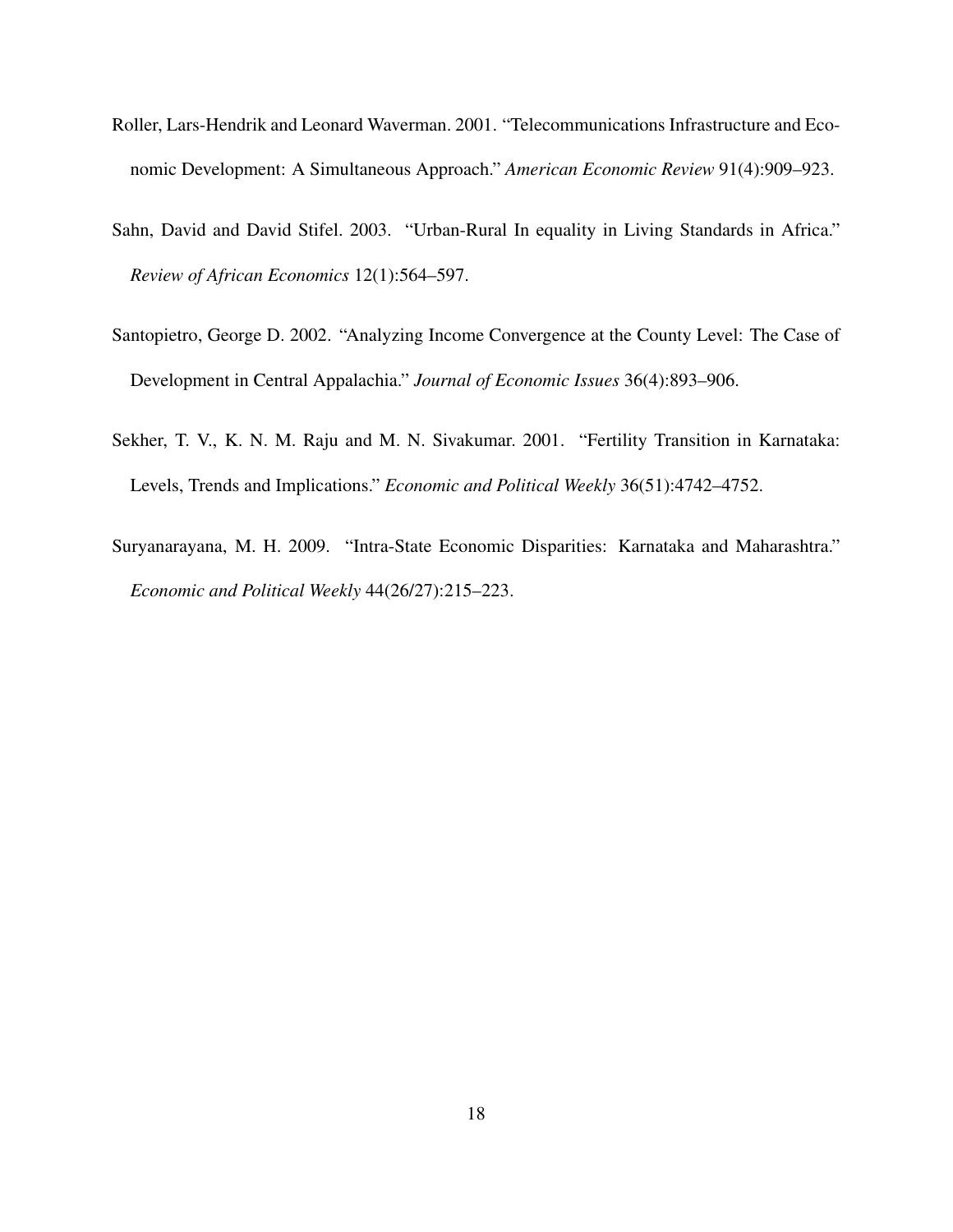Roller, Lars-Hendrik and Leonard Waverman. 2001. "Telecommunications Infrastructure and Economic Development: A Simultaneous Approach." *American Economic Review* 91(4):909–923.

Sahn, David and David Stifel. 2003. "Urban-Rural In equality in Living Standards in Africa." *Review of African Economics* 12(1):564–597.

Santopietro, George D. 2002. "Analyzing Income Convergence at the County Level: The Case of Development in Central Appalachia." *Journal of Economic Issues* 36(4):893–906.

Sekher, T. V., K. N. M. Raju and M. N. Sivakumar. 2001. "Fertility Transition in Karnataka: Levels, Trends and Implications." *Economic and Political Weekly* 36(51):4742–4752.

Suryanarayana, M. H. 2009. "Intra-State Economic Disparities: Karnataka and Maharashtra." *Economic and Political Weekly* 44(26/27):215–223.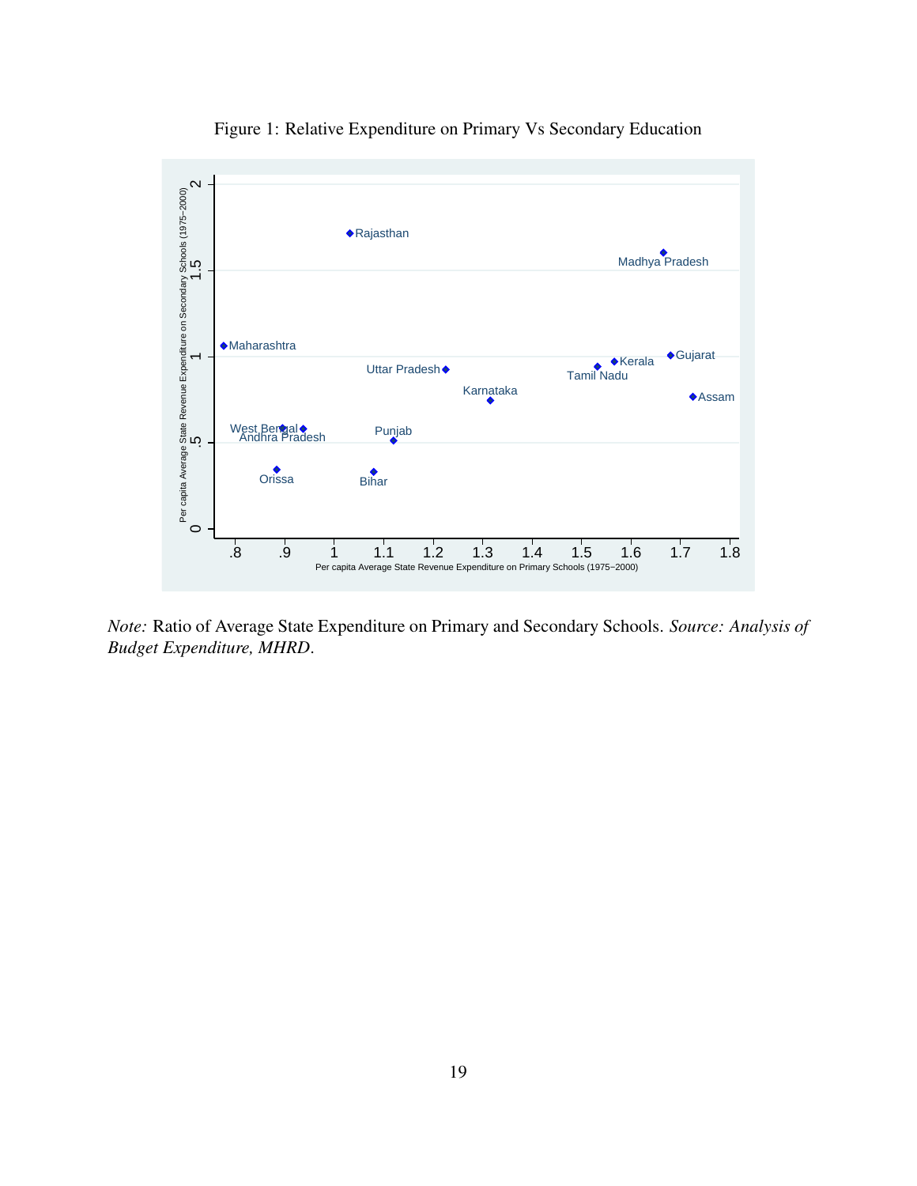Figure 1: Relative Expenditure on Primary Vs Secondary Education

*Note:* Ratio of Average State Expenditure on Primary and Secondary Schools. *Source: Analysis of Budget Expenditure, MHRD.*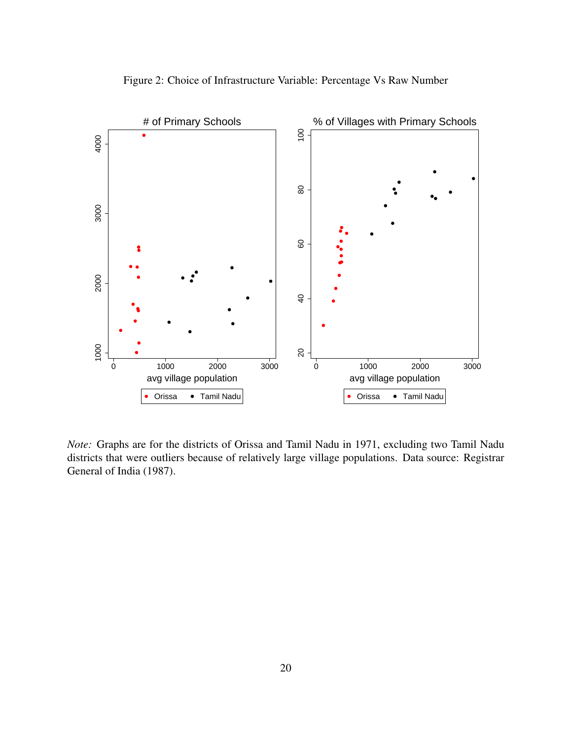Figure 2: Choice of Infrastructure Variable: Percentage Vs Raw Number

*Note:* Graphs are for the districts of Orissa and Tamil Nadu in 1971, excluding two Tamil Nadu districts that were outliers because of relatively large village populations. Data source: Registrar General of India (1987).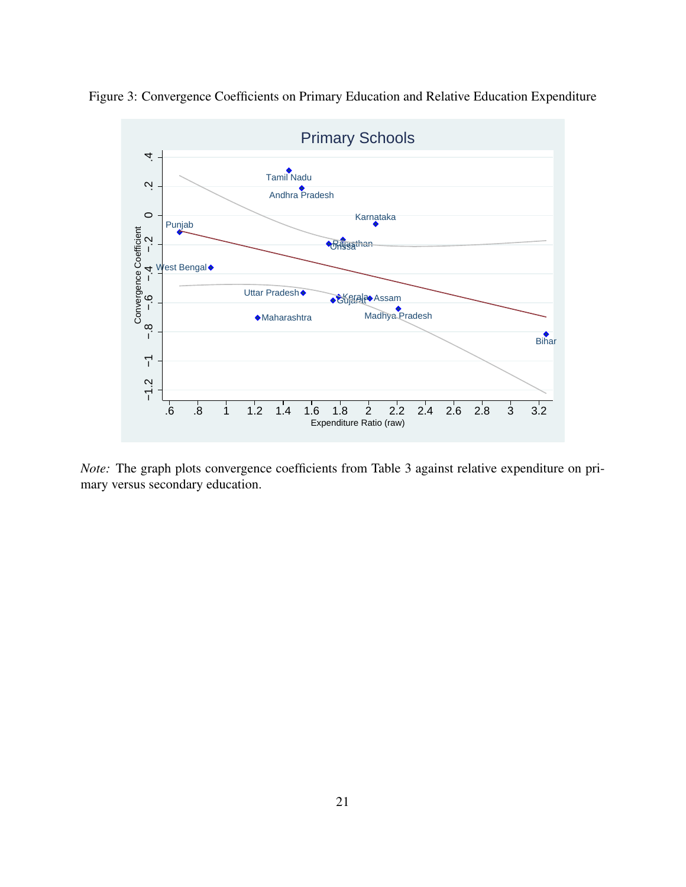Figure 3: Convergence Coefficients on Primary Education and Relative Education Expenditure

*Note:* The graph plots convergence coefficients from Table 3 against relative expenditure on primary versus secondary education.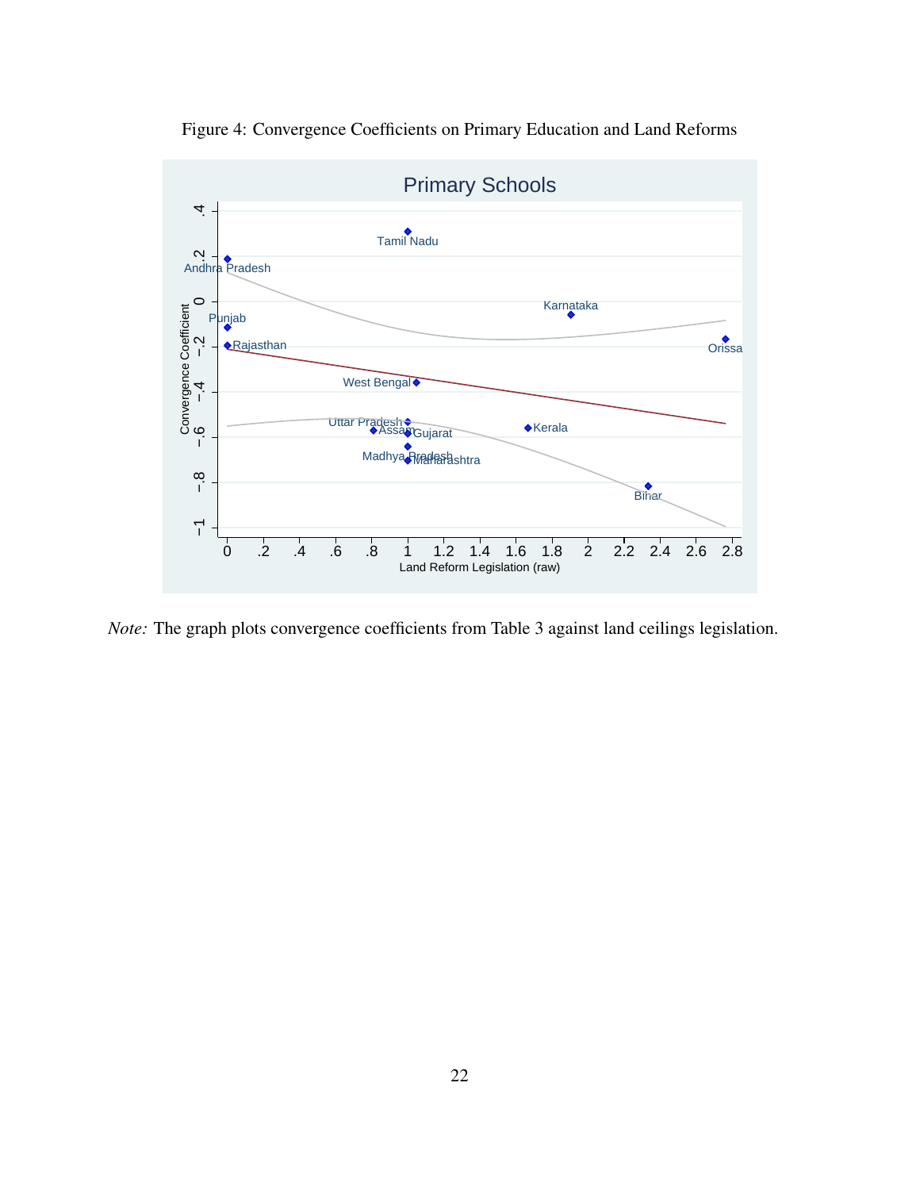Figure 4: Convergence Coefficients on Primary Education and Land Reforms

*Note:* The graph plots convergence coefficients from Table 3 against land ceilings legislation.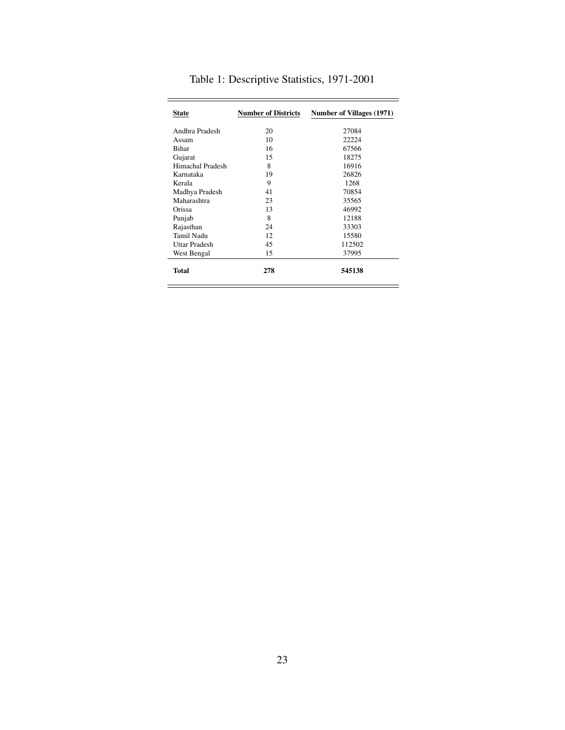Table 1: Descriptive Statistics, 1971-2001

| State | Number of Districts | Number of Villages (1971) |
|---|---|---|
| Andhra Pradesh | 20 | 27084 |
| Assam | 10 | 22224 |
| Bihar | 16 | 67566 |
| Gujarat | 15 | 18275 |
| Himachal Pradesh | 8 | 16916 |
| Karnataka | 19 | 26826 |
| Kerala | 9 | 1268 |
| Madhya Pradesh | 41 | 70854 |
| Maharashtra | 23 | 35565 |
| Orissa | 13 | 46992 |
| Punjab | 8 | 12188 |
| Rajasthan | 24 | 33303 |
| Tamil Nadu | 12 | 15580 |
| Uttar Pradesh | 45 | 112502 |
| West Bengal | 15 | 37995 |
| **Total** | **278** | **545138** |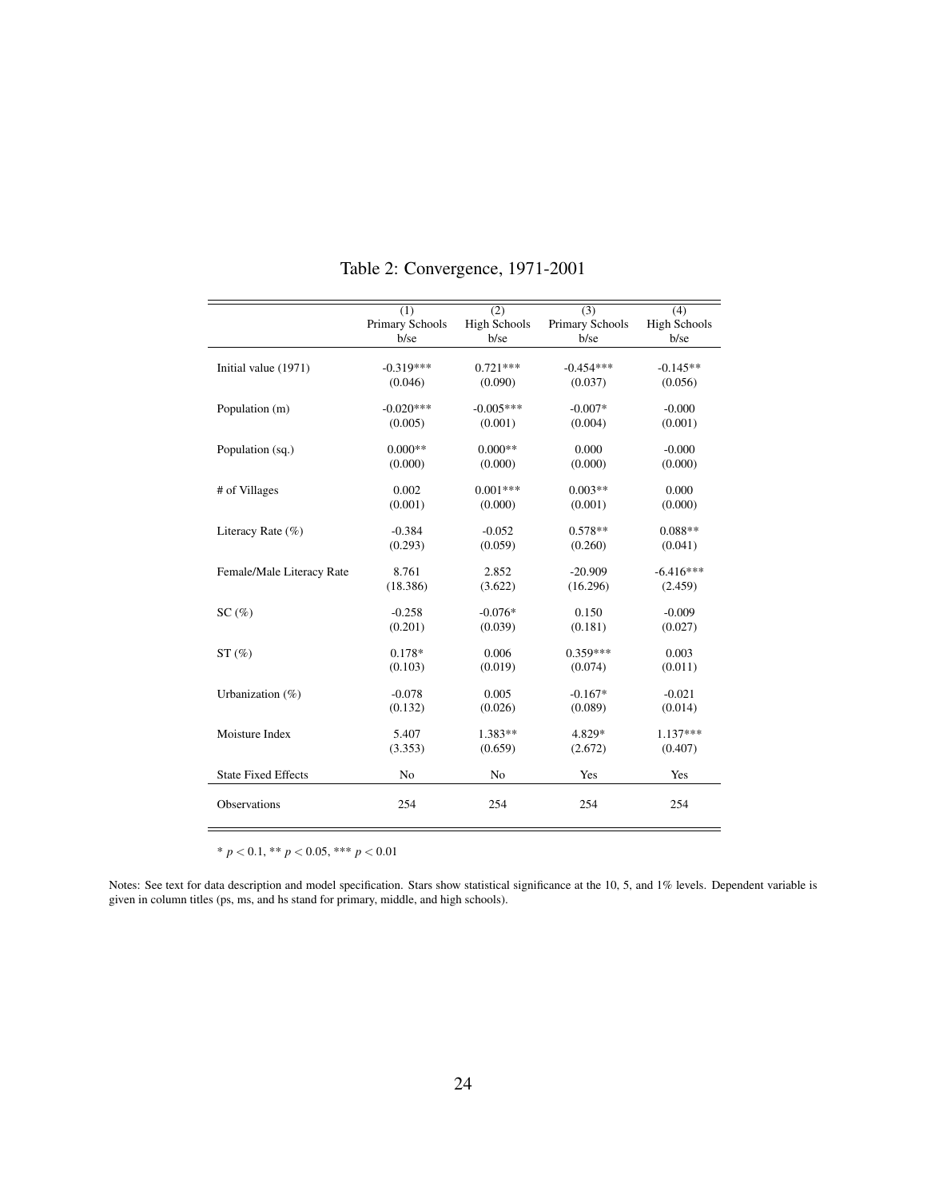Table 2: Convergence, 1971-2001

| | (1) Primary Schools b/se | (2) High Schools b/se | (3) Primary Schools b/se | (4) High Schools b/se |
|---|---|---|---|---|
| Initial value (1971) | -0.319*** | 0.721*** | -0.454*** | -0.145** |
| | (0.046) | (0.090) | (0.037) | (0.056) |
| Population (m) | -0.020*** | -0.005*** | -0.007* | -0.000 |
| | (0.005) | (0.001) | (0.004) | (0.001) |
| Population (sq.) | 0.000** | 0.000** | 0.000 | -0.000 |
| | (0.000) | (0.000) | (0.000) | (0.000) |
| # of Villages | 0.002 | 0.001*** | 0.003** | 0.000 |
| | (0.001) | (0.000) | (0.001) | (0.000) |
| Literacy Rate (%) | -0.384 | -0.052 | 0.578** | 0.088** |
| | (0.293) | (0.059) | (0.260) | (0.041) |
| Female/Male Literacy Rate | 8.761 | 2.852 | -20.909 | -6.416*** |
| | (18.386) | (3.622) | (16.296) | (2.459) |
| SC (%) | -0.258 | -0.076* | 0.150 | -0.009 |
| | (0.201) | (0.039) | (0.181) | (0.027) |
| ST (%) | 0.178* | 0.006 | 0.359*** | 0.003 |
| | (0.103) | (0.019) | (0.074) | (0.011) |
| Urbanization (%) | -0.078 | 0.005 | -0.167* | -0.021 |
| | (0.132) | (0.026) | (0.089) | (0.014) |
| Moisture Index | 5.407 | 1.383** | 4.829* | 1.137*** |
| | (3.353) | (0.659) | (2.672) | (0.407) |
| State Fixed Effects | No | No | Yes | Yes |
| Observations | 254 | 254 | 254 | 254 |

\* $p < 0.1$, ** $p < 0.05$, *** $p < 0.01$

Notes: See text for data description and model specification. Stars show statistical significance at the 10, 5, and 1% levels. Dependent variable is given in column titles (ps, ms, and hs stand for primary, middle, and high schools).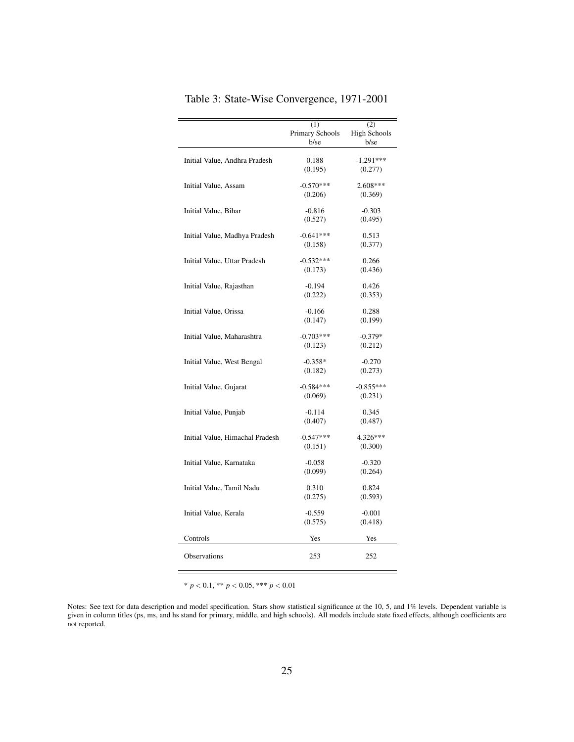Table 3: State-Wise Convergence, 1971-2001

| | (1) Primary Schools b/se | (2) High Schools b/se |
|---|---|---|
| Initial Value, Andhra Pradesh | 0.188 | -1.291*** |
| | (0.195) | (0.277) |
| Initial Value, Assam | -0.570*** | 2.608*** |
| | (0.206) | (0.369) |
| Initial Value, Bihar | -0.816 | -0.303 |
| | (0.527) | (0.495) |
| Initial Value, Madhya Pradesh | -0.641*** | 0.513 |
| | (0.158) | (0.377) |
| Initial Value, Uttar Pradesh | -0.532*** | 0.266 |
| | (0.173) | (0.436) |
| Initial Value, Rajasthan | -0.194 | 0.426 |
| | (0.222) | (0.353) |
| Initial Value, Orissa | -0.166 | 0.288 |
| | (0.147) | (0.199) |
| Initial Value, Maharashtra | -0.703*** | -0.379* |
| | (0.123) | (0.212) |
| Initial Value, West Bengal | -0.358* | -0.270 |
| | (0.182) | (0.273) |
| Initial Value, Gujarat | -0.584*** | -0.855*** |
| | (0.069) | (0.231) |
| Initial Value, Punjab | -0.114 | 0.345 |
| | (0.407) | (0.487) |
| Initial Value, Himachal Pradesh | -0.547*** | 4.326*** |
| | (0.151) | (0.300) |
| Initial Value, Karnataka | -0.058 | -0.320 |
| | (0.099) | (0.264) |
| Initial Value, Tamil Nadu | 0.310 | 0.824 |
| | (0.275) | (0.593) |
| Initial Value, Kerala | -0.559 | -0.001 |
| | (0.575) | (0.418) |
| Controls | Yes | Yes |
| Observations | 253 | 252 |

* $p < 0.1$, ** $p < 0.05$, *** $p < 0.01$

Notes: See text for data description and model specification. Stars show statistical significance at the 10, 5, and 1% levels. Dependent variable is given in column titles (ps, ms, and hs stand for primary, middle, and high schools). All models include state fixed effects, although coefficients are not reported.